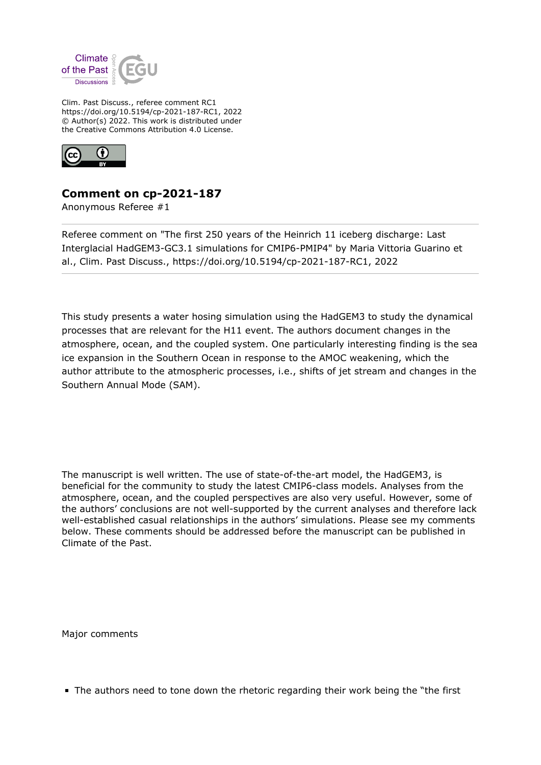Clim. Past Discuss., referee comment RC1
https://doi.org/10.5194/cp-2021-187-RC1, 2022
© Author(s) 2022. This work is distributed under
the Creative Commons Attribution 4.0 License.

## Comment on cp-2021-187

Anonymous Referee #1

Referee comment on "The first 250 years of the Heinrich 11 iceberg discharge: Last Interglacial HadGEM3-GC3.1 simulations for CMIP6-PMIP4" by Maria Vittoria Guarino et al., Clim. Past Discuss., https://doi.org/10.5194/cp-2021-187-RC1, 2022

This study presents a water hosing simulation using the HadGEM3 to study the dynamical processes that are relevant for the H11 event. The authors document changes in the atmosphere, ocean, and the coupled system. One particularly interesting finding is the sea ice expansion in the Southern Ocean in response to the AMOC weakening, which the author attribute to the atmospheric processes, i.e., shifts of jet stream and changes in the Southern Annual Mode (SAM).

The manuscript is well written. The use of state-of-the-art model, the HadGEM3, is beneficial for the community to study the latest CMIP6-class models. Analyses from the atmosphere, ocean, and the coupled perspectives are also very useful. However, some of the authors' conclusions are not well-supported by the current analyses and therefore lack well-established casual relationships in the authors' simulations. Please see my comments below. These comments should be addressed before the manuscript can be published in Climate of the Past.

Major comments

- The authors need to tone down the rhetoric regarding their work being the "the first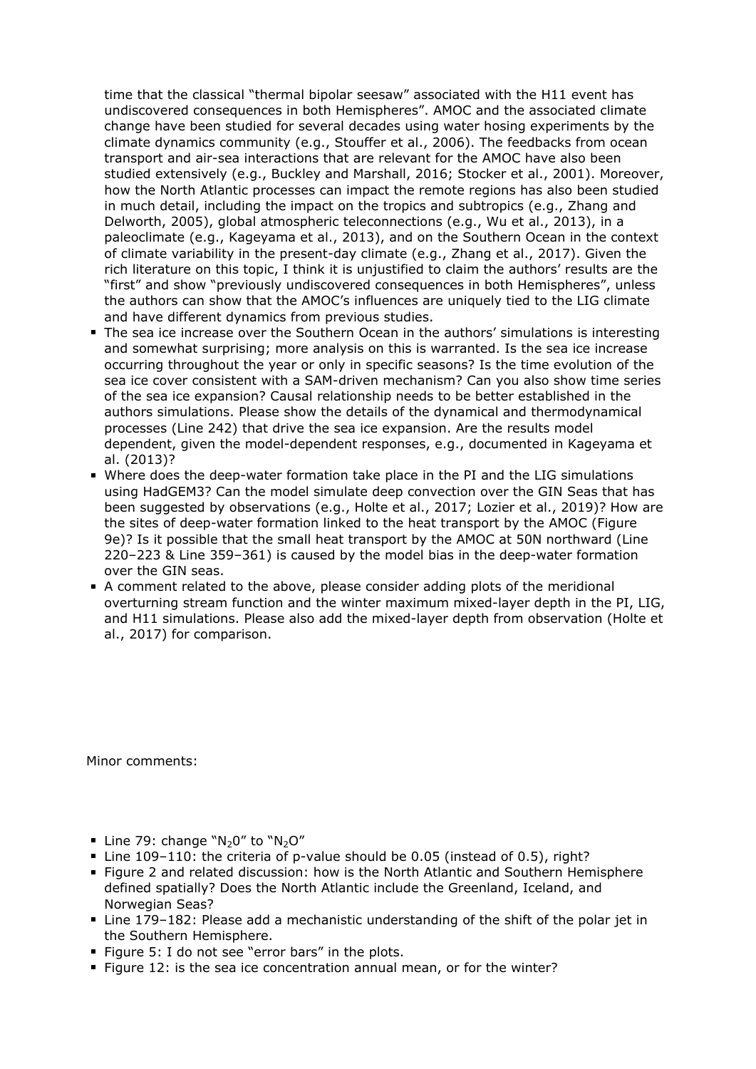time that the classical "thermal bipolar seesaw" associated with the H11 event has undiscovered consequences in both Hemispheres". AMOC and the associated climate change have been studied for several decades using water hosing experiments by the climate dynamics community (e.g., Stouffer et al., 2006). The feedbacks from ocean transport and air-sea interactions that are relevant for the AMOC have also been studied extensively (e.g., Buckley and Marshall, 2016; Stocker et al., 2001). Moreover, how the North Atlantic processes can impact the remote regions has also been studied in much detail, including the impact on the tropics and subtropics (e.g., Zhang and Delworth, 2005), global atmospheric teleconnections (e.g., Wu et al., 2013), in a paleoclimate (e.g., Kageyama et al., 2013), and on the Southern Ocean in the context of climate variability in the present-day climate (e.g., Zhang et al., 2017). Given the rich literature on this topic, I think it is unjustified to claim the authors' results are the "first" and show "previously undiscovered consequences in both Hemispheres", unless the authors can show that the AMOC's influences are uniquely tied to the LIG climate and have different dynamics from previous studies.

- The sea ice increase over the Southern Ocean in the authors' simulations is interesting and somewhat surprising; more analysis on this is warranted. Is the sea ice increase occurring throughout the year or only in specific seasons? Is the time evolution of the sea ice cover consistent with a SAM-driven mechanism? Can you also show time series of the sea ice expansion? Causal relationship needs to be better established in the authors simulations. Please show the details of the dynamical and thermodynamical processes (Line 242) that drive the sea ice expansion. Are the results model dependent, given the model-dependent responses, e.g., documented in Kageyama et al. (2013)?
- Where does the deep-water formation take place in the PI and the LIG simulations using HadGEM3? Can the model simulate deep convection over the GIN Seas that has been suggested by observations (e.g., Holte et al., 2017; Lozier et al., 2019)? How are the sites of deep-water formation linked to the heat transport by the AMOC (Figure 9e)? Is it possible that the small heat transport by the AMOC at 50N northward (Line 220–223 & Line 359–361) is caused by the model bias in the deep-water formation over the GIN seas.
- A comment related to the above, please consider adding plots of the meridional overturning stream function and the winter maximum mixed-layer depth in the PI, LIG, and H11 simulations. Please also add the mixed-layer depth from observation (Holte et al., 2017) for comparison.

Minor comments:

- Line 79: change "$N_2 0$" to "$N_2O$"
- Line 109–110: the criteria of p-value should be 0.05 (instead of 0.5), right?
- Figure 2 and related discussion: how is the North Atlantic and Southern Hemisphere defined spatially? Does the North Atlantic include the Greenland, Iceland, and Norwegian Seas?
- Line 179–182: Please add a mechanistic understanding of the shift of the polar jet in the Southern Hemisphere.
- Figure 5: I do not see "error bars" in the plots.
- Figure 12: is the sea ice concentration annual mean, or for the winter?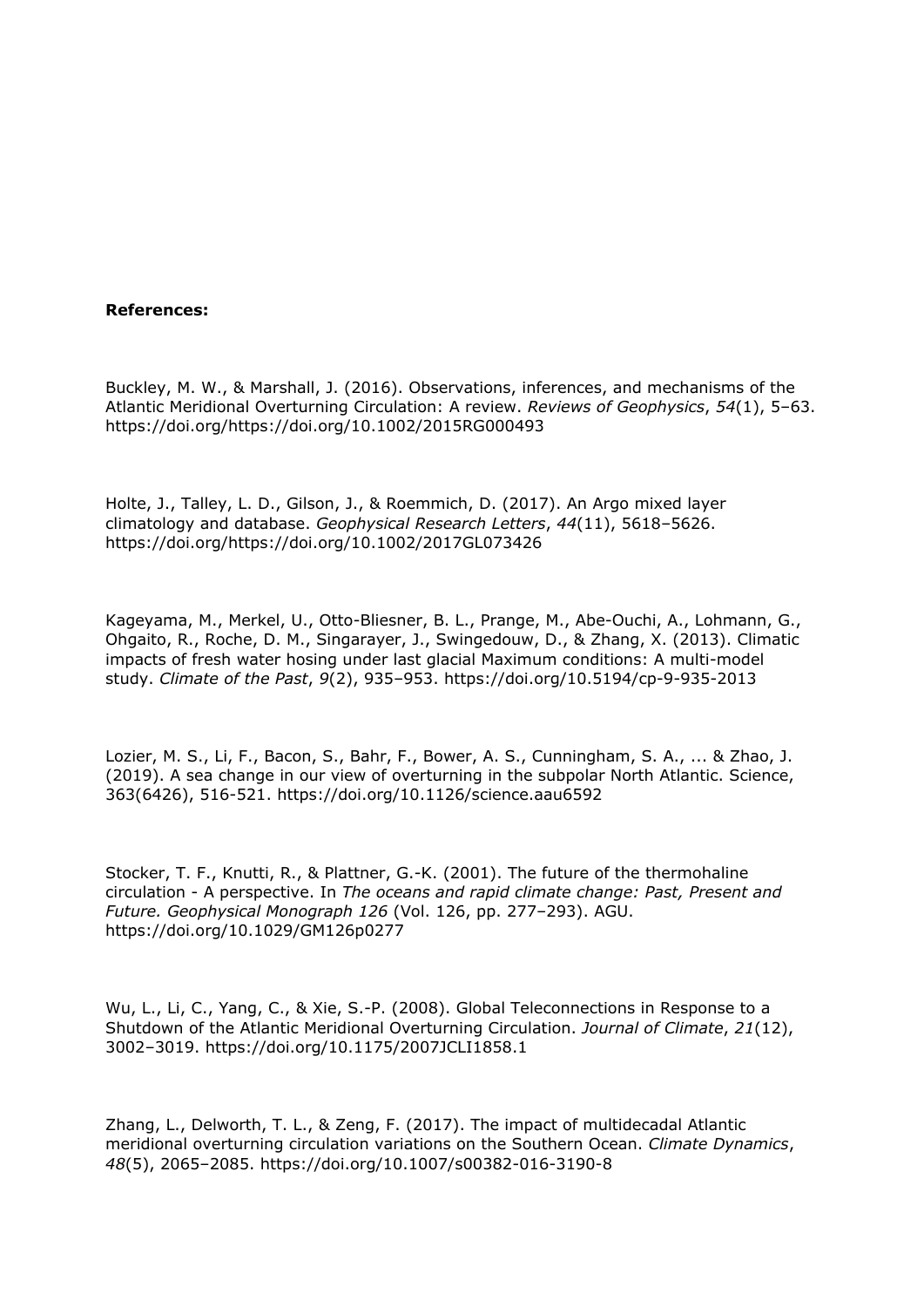**References:**

Buckley, M. W., & Marshall, J. (2016). Observations, inferences, and mechanisms of the Atlantic Meridional Overturning Circulation: A review. *Reviews of Geophysics*, *54*(1), 5–63. https://doi.org/https://doi.org/10.1002/2015RG000493

Holte, J., Talley, L. D., Gilson, J., & Roemmich, D. (2017). An Argo mixed layer climatology and database. *Geophysical Research Letters*, *44*(11), 5618–5626. https://doi.org/https://doi.org/10.1002/2017GL073426

Kageyama, M., Merkel, U., Otto-Bliesner, B. L., Prange, M., Abe-Ouchi, A., Lohmann, G., Ohgaito, R., Roche, D. M., Singarayer, J., Swingedouw, D., & Zhang, X. (2013). Climatic impacts of fresh water hosing under last glacial Maximum conditions: A multi-model study. *Climate of the Past*, *9*(2), 935–953. https://doi.org/10.5194/cp-9-935-2013

Lozier, M. S., Li, F., Bacon, S., Bahr, F., Bower, A. S., Cunningham, S. A., ... & Zhao, J. (2019). A sea change in our view of overturning in the subpolar North Atlantic. Science, 363(6426), 516-521. https://doi.org/10.1126/science.aau6592

Stocker, T. F., Knutti, R., & Plattner, G.-K. (2001). The future of the thermohaline circulation - A perspective. In *The oceans and rapid climate change: Past, Present and Future. Geophysical Monograph 126* (Vol. 126, pp. 277–293). AGU. https://doi.org/10.1029/GM126p0277

Wu, L., Li, C., Yang, C., & Xie, S.-P. (2008). Global Teleconnections in Response to a Shutdown of the Atlantic Meridional Overturning Circulation. *Journal of Climate*, *21*(12), 3002–3019. https://doi.org/10.1175/2007JCLI1858.1

Zhang, L., Delworth, T. L., & Zeng, F. (2017). The impact of multidecadal Atlantic meridional overturning circulation variations on the Southern Ocean. *Climate Dynamics*, *48*(5), 2065–2085. https://doi.org/10.1007/s00382-016-3190-8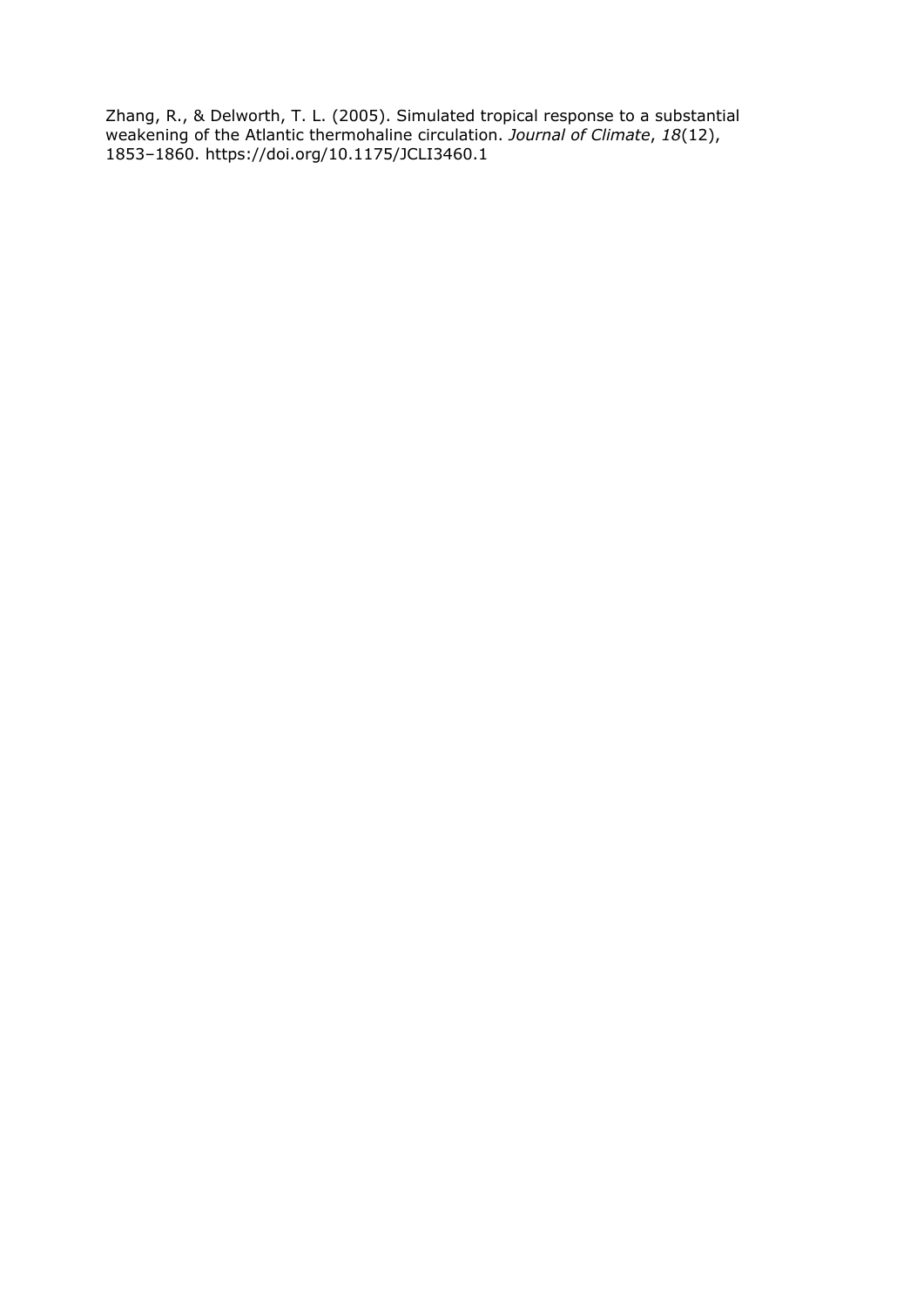Zhang, R., & Delworth, T. L. (2005). Simulated tropical response to a substantial weakening of the Atlantic thermohaline circulation. *Journal of Climate*, *18*(12), 1853–1860. https://doi.org/10.1175/JCLI3460.1